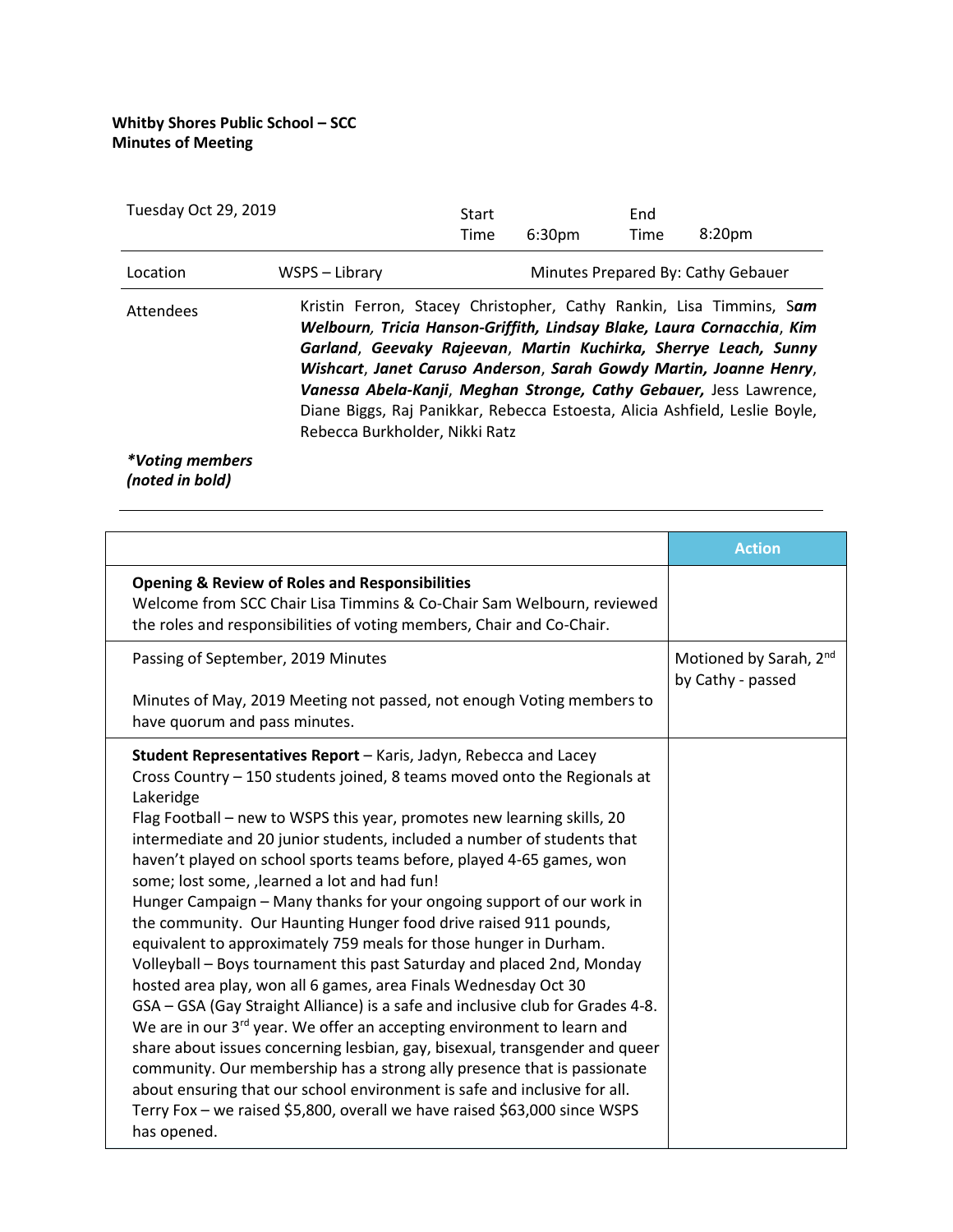**Whitby Shores Public School – SCC**
**Minutes of Meeting**

| Tuesday Oct 29, 2019 | | Start Time | 6:30pm | End Time | 8:20pm |
|---|---|---|---|---|---|
| Location | WSPS – Library | Minutes Prepared By: Cathy Gebauer | | | |
| Attendees | Kristin Ferron, Stacey Christopher, Cathy Rankin, Lisa Timmins, S***am Welbourn, Tricia Hanson-Griffith, Lindsay Blake, Laura Cornacchia***, ***Kim Garland***, ***Geevaky Rajeevan***, ***Martin Kuchirka, Sherrye Leach, Sunny Wishcart***, ***Janet Caruso Anderson***, ***Sarah Gowdy Martin, Joanne Henry***, ***Vanessa Abela-Kanji***, ***Meghan Stronge, Cathy Gebauer,*** Jess Lawrence, Diane Biggs, Raj Panikkar, Rebecca Estoesta, Alicia Ashfield, Leslie Boyle, Rebecca Burkholder, Nikki Ratz | | | | |

***\*Voting members (noted in bold)***

| | Action |
|---|---|
| **Opening & Review of Roles and Responsibilities**<br>Welcome from SCC Chair Lisa Timmins & Co-Chair Sam Welbourn, reviewed the roles and responsibilities of voting members, Chair and Co-Chair. | |
| Passing of September, 2019 Minutes<br><br>Minutes of May, 2019 Meeting not passed, not enough Voting members to have quorum and pass minutes. | Motioned by Sarah, 2nd by Cathy - passed |
| **Student Representatives Report** – Karis, Jadyn, Rebecca and Lacey<br>Cross Country – 150 students joined, 8 teams moved onto the Regionals at Lakeridge<br>Flag Football – new to WSPS this year, promotes new learning skills, 20 intermediate and 20 junior students, included a number of students that haven't played on school sports teams before, played 4-65 games, won some; lost some, ,learned a lot and had fun!<br>Hunger Campaign – Many thanks for your ongoing support of our work in the community. Our Haunting Hunger food drive raised 911 pounds, equivalent to approximately 759 meals for those hunger in Durham.<br>Volleyball – Boys tournament this past Saturday and placed 2nd, Monday hosted area play, won all 6 games, area Finals Wednesday Oct 30<br>GSA – GSA (Gay Straight Alliance) is a safe and inclusive club for Grades 4-8. We are in our 3rd year. We offer an accepting environment to learn and share about issues concerning lesbian, gay, bisexual, transgender and queer community. Our membership has a strong ally presence that is passionate about ensuring that our school environment is safe and inclusive for all.<br>Terry Fox – we raised $5,800, overall we have raised $63,000 since WSPS has opened. | |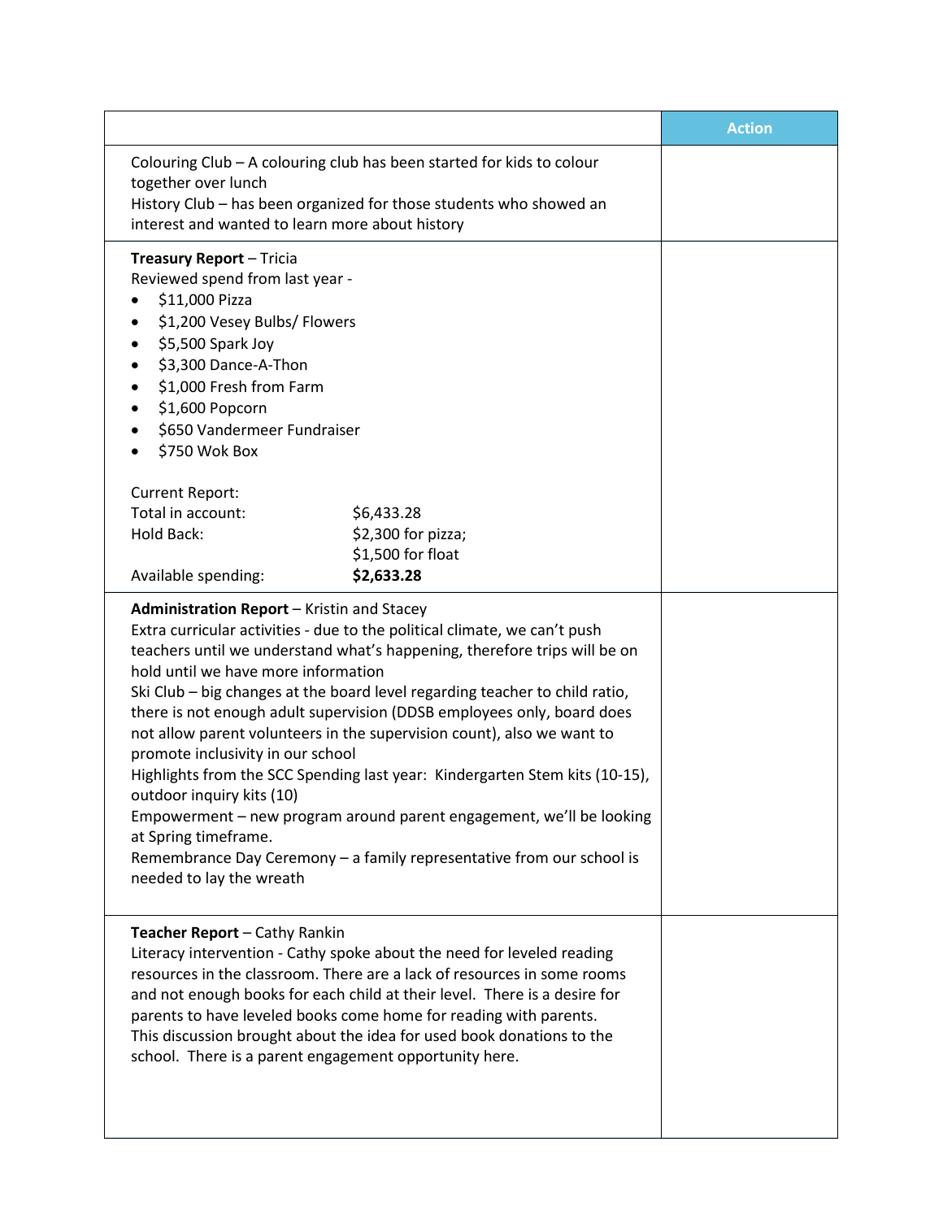| | Action |
|---|---|
| Colouring Club – A colouring club has been started for kids to colour together over lunch<br>History Club – has been organized for those students who showed an interest and wanted to learn more about history | |
| **Treasury Report** – Tricia<br>Reviewed spend from last year -<br>• $11,000 Pizza<br>• $1,200 Vesey Bulbs/ Flowers<br>• $5,500 Spark Joy<br>• $3,300 Dance-A-Thon<br>• $1,000 Fresh from Farm<br>• $1,600 Popcorn<br>• $650 Vandermeer Fundraiser<br>• $750 Wok Box<br><br>Current Report:<br>Total in account: $6,433.28<br>Hold Back: $2,300 for pizza; $1,500 for float<br>Available spending: **$2,633.28** | |
| **Administration Report** – Kristin and Stacey<br>Extra curricular activities - due to the political climate, we can't push teachers until we understand what's happening, therefore trips will be on hold until we have more information<br>Ski Club – big changes at the board level regarding teacher to child ratio, there is not enough adult supervision (DDSB employees only, board does not allow parent volunteers in the supervision count), also we want to promote inclusivity in our school<br>Highlights from the SCC Spending last year: Kindergarten Stem kits (10-15), outdoor inquiry kits (10)<br>Empowerment – new program around parent engagement, we'll be looking at Spring timeframe.<br>Remembrance Day Ceremony – a family representative from our school is needed to lay the wreath | |
| **Teacher Report** – Cathy Rankin<br>Literacy intervention - Cathy spoke about the need for leveled reading resources in the classroom. There are a lack of resources in some rooms and not enough books for each child at their level. There is a desire for parents to have leveled books come home for reading with parents. This discussion brought about the idea for used book donations to the school. There is a parent engagement opportunity here. | |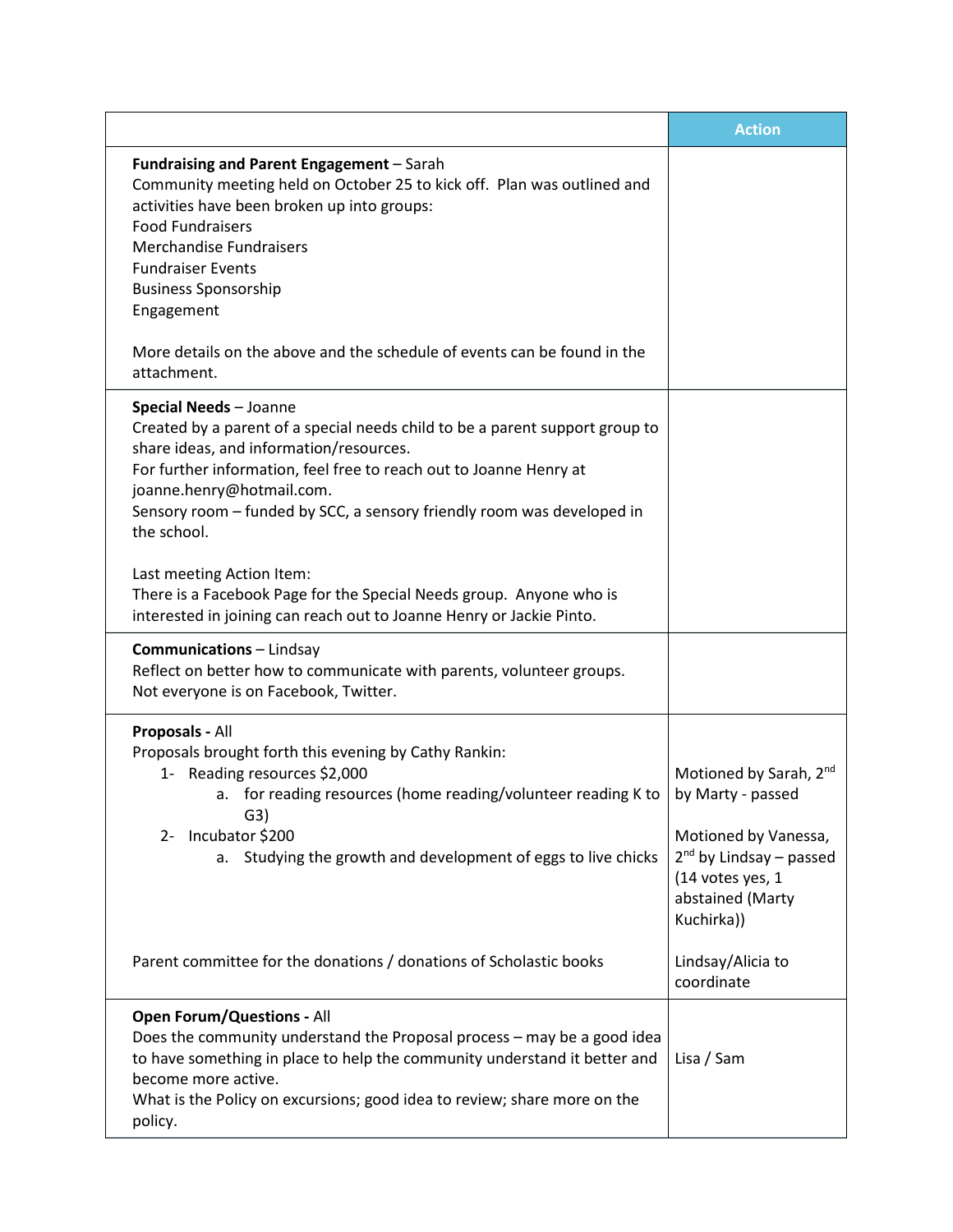| | Action |
|---|---|
| **Fundraising and Parent Engagement** – Sarah<br>Community meeting held on October 25 to kick off. Plan was outlined and activities have been broken up into groups:<br>Food Fundraisers<br>Merchandise Fundraisers<br>Fundraiser Events<br>Business Sponsorship<br>Engagement<br><br>More details on the above and the schedule of events can be found in the attachment. | |
| **Special Needs** – Joanne<br>Created by a parent of a special needs child to be a parent support group to share ideas, and information/resources.<br>For further information, feel free to reach out to Joanne Henry at joanne.henry@hotmail.com.<br>Sensory room – funded by SCC, a sensory friendly room was developed in the school.<br><br>Last meeting Action Item:<br>There is a Facebook Page for the Special Needs group. Anyone who is interested in joining can reach out to Joanne Henry or Jackie Pinto. | |
| **Communications** – Lindsay<br>Reflect on better how to communicate with parents, volunteer groups.<br>Not everyone is on Facebook, Twitter. | |
| **Proposals -** All<br>Proposals brought forth this evening by Cathy Rankin:<br>1- Reading resources $2,000<br>a. for reading resources (home reading/volunteer reading K to G3)<br>2- Incubator $200<br>a. Studying the growth and development of eggs to live chicks<br><br>Parent committee for the donations / donations of Scholastic books | Motioned by Sarah, 2nd by Marty - passed<br><br>Motioned by Vanessa, 2nd by Lindsay – passed (14 votes yes, 1 abstained (Marty Kuchirka))<br><br>Lindsay/Alicia to coordinate |
| **Open Forum/Questions -** All<br>Does the community understand the Proposal process – may be a good idea to have something in place to help the community understand it better and become more active.<br>What is the Policy on excursions; good idea to review; share more on the policy. | Lisa / Sam |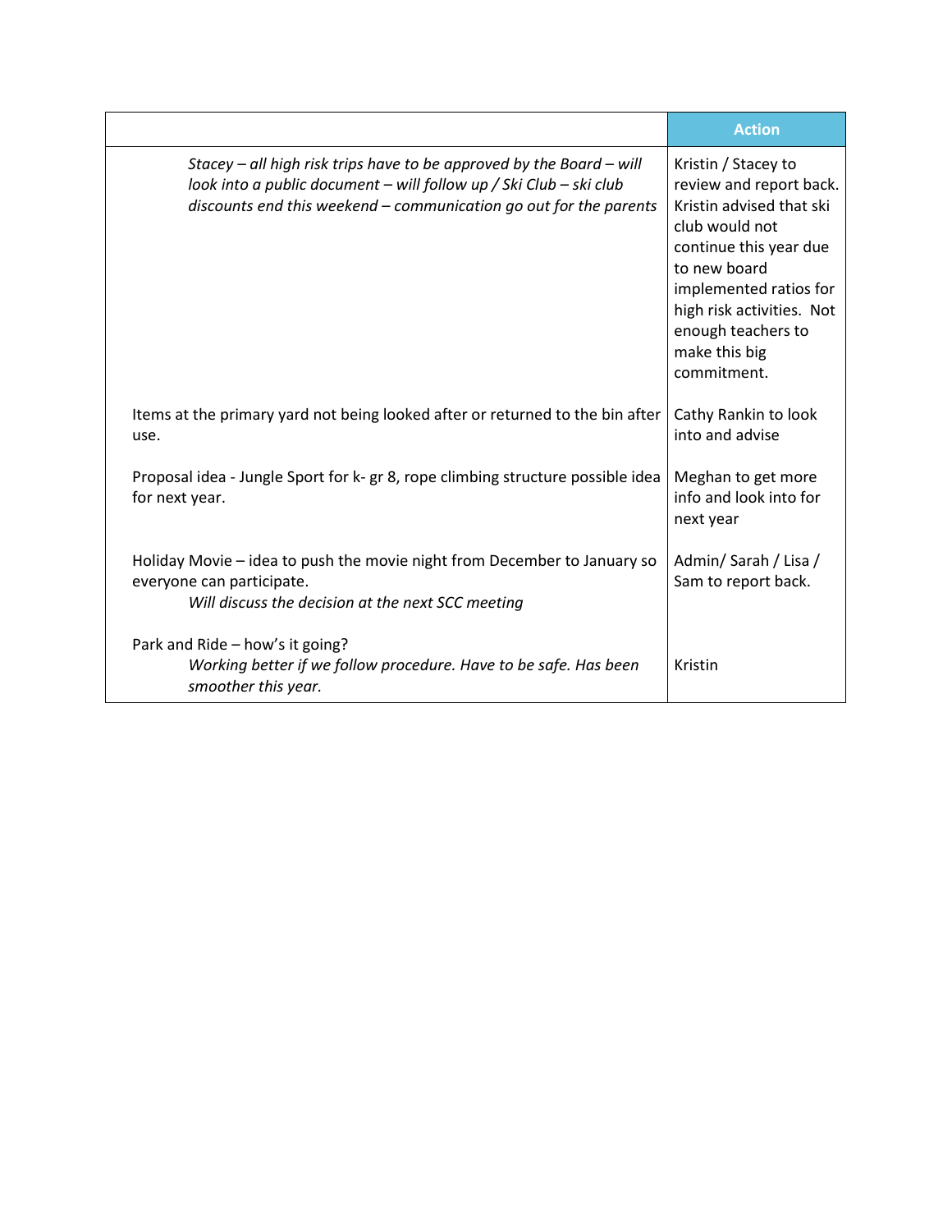| | Action |
|---|---|
| *Stacey – all high risk trips have to be approved by the Board – will look into a public document – will follow up / Ski Club – ski club discounts end this weekend – communication go out for the parents* | Kristin / Stacey to review and report back. Kristin advised that ski club would not continue this year due to new board implemented ratios for high risk activities. Not enough teachers to make this big commitment. |
| Items at the primary yard not being looked after or returned to the bin after use. | Cathy Rankin to look into and advise |
| Proposal idea - Jungle Sport for k- gr 8, rope climbing structure possible idea for next year. | Meghan to get more info and look into for next year |
| Holiday Movie – idea to push the movie night from December to January so everyone can participate. *Will discuss the decision at the next SCC meeting* | Admin/ Sarah / Lisa / Sam to report back. |
| Park and Ride – how's it going? *Working better if we follow procedure. Have to be safe. Has been smoother this year.* | Kristin |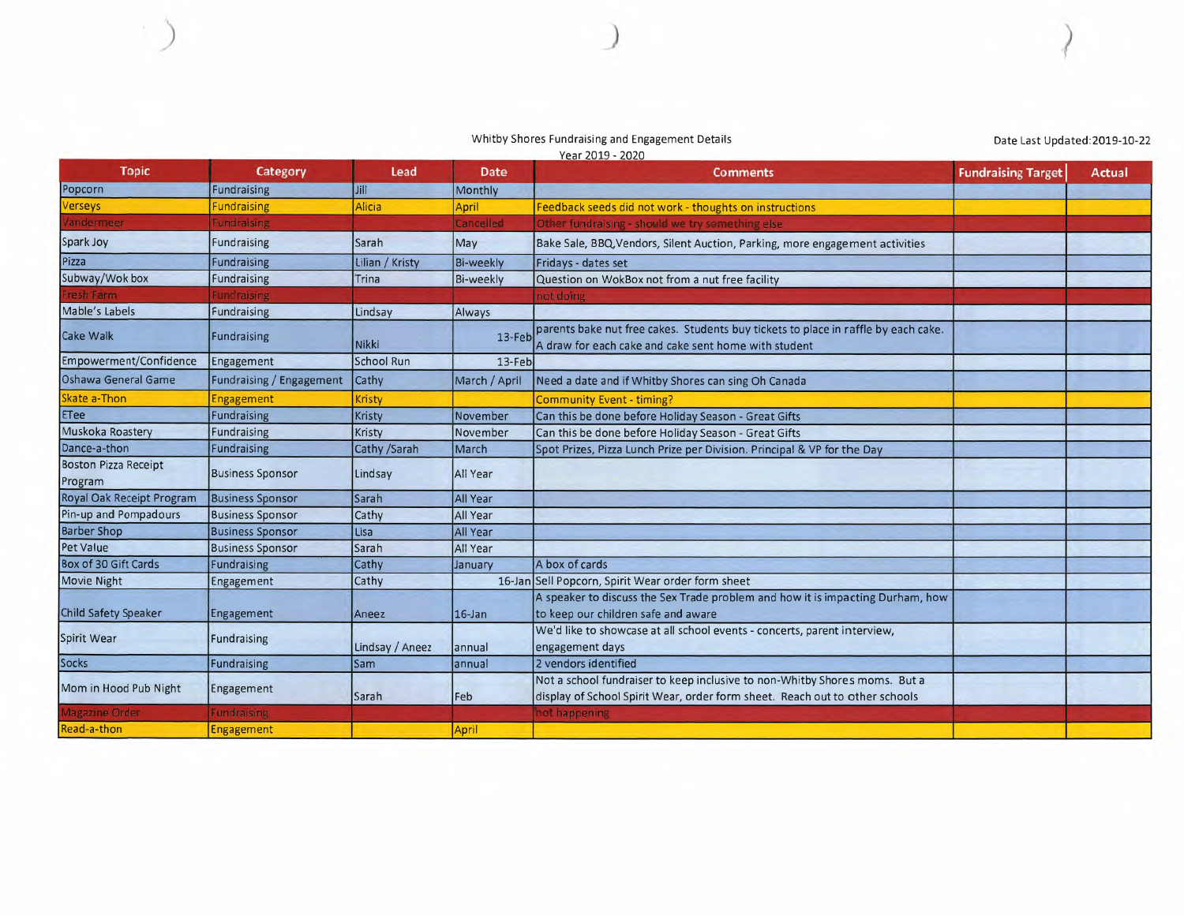Whitby Shores Fundraising and Engagement Details

Year 2019 - 2020

Date Last Updated:2019-10-22

| Topic | Category | Lead | Date | Comments | Fundraising Target | Actual |
|---|---|---|---|---|---|---|
| Popcorn | Fundraising | Jill | Monthly | | | |
| Verseys | Fundraising | Alicia | April | Feedback seeds did not work - thoughts on instructions | | |
| Vandermeer | Fundraising | | Cancelled | Other fundraising - should we try something else | | |
| Spark Joy | Fundraising | Sarah | May | Bake Sale, BBQ,Vendors, Silent Auction, Parking, more engagement activities | | |
| Pizza | Fundraising | Lilian / Kristy | Bi-weekly | Fridays - dates set | | |
| Subway/Wok box | Fundraising | Trina | Bi-weekly | Question on WokBox not from a nut free facility | | |
| Fresh Farm | Fundraising | | | not doing | | |
| Mable's Labels | Fundraising | Lindsay | Always | | | |
| Cake Walk | Fundraising | Nikki | 13-Feb | parents bake nut free cakes. Students buy tickets to place in raffle by each cake. A draw for each cake and cake sent home with student | | |
| Empowerment/Confidence | Engagement | School Run | 13-Feb | | | |
| Oshawa General Game | Fundraising / Engagement | Cathy | March / April | Need a date and if Whitby Shores can sing Oh Canada | | |
| Skate a-Thon | Engagement | Kristy | | Community Event - timing? | | |
| ETee | Fundraising | Kristy | November | Can this be done before Holiday Season - Great Gifts | | |
| Muskoka Roastery | Fundraising | Kristy | November | Can this be done before Holiday Season - Great Gifts | | |
| Dance-a-thon | Fundraising | Cathy /Sarah | March | Spot Prizes, Pizza Lunch Prize per Division. Principal & VP for the Day | | |
| Boston Pizza Receipt Program | Business Sponsor | Lindsay | All Year | | | |
| Royal Oak Receipt Program | Business Sponsor | Sarah | All Year | | | |
| Pin-up and Pompadours | Business Sponsor | Cathy | All Year | | | |
| Barber Shop | Business Sponsor | Lisa | All Year | | | |
| Pet Value | Business Sponsor | Sarah | All Year | | | |
| Box of 30 Gift Cards | Fundraising | Cathy | January | A box of cards | | |
| Movie Night | Engagement | Cathy | 16-Jan | Sell Popcorn, Spirit Wear order form sheet | | |
| Child Safety Speaker | Engagement | Aneez | 16-Jan | A speaker to discuss the Sex Trade problem and how it is impacting Durham, how to keep our children safe and aware | | |
| Spirit Wear | Fundraising | Lindsay / Aneez | annual | We'd like to showcase at all school events - concerts, parent interview, engagement days | | |
| Socks | Fundraising | Sam | annual | 2 vendors identified | | |
| Mom in Hood Pub Night | Engagement | Sarah | Feb | Not a school fundraiser to keep inclusive to non-Whitby Shores moms. But a display of School Spirit Wear, order form sheet. Reach out to other schools | | |
| Magazine Order | Fundraising | | | not happening | | |
| Read-a-thon | Engagement | | April | | | |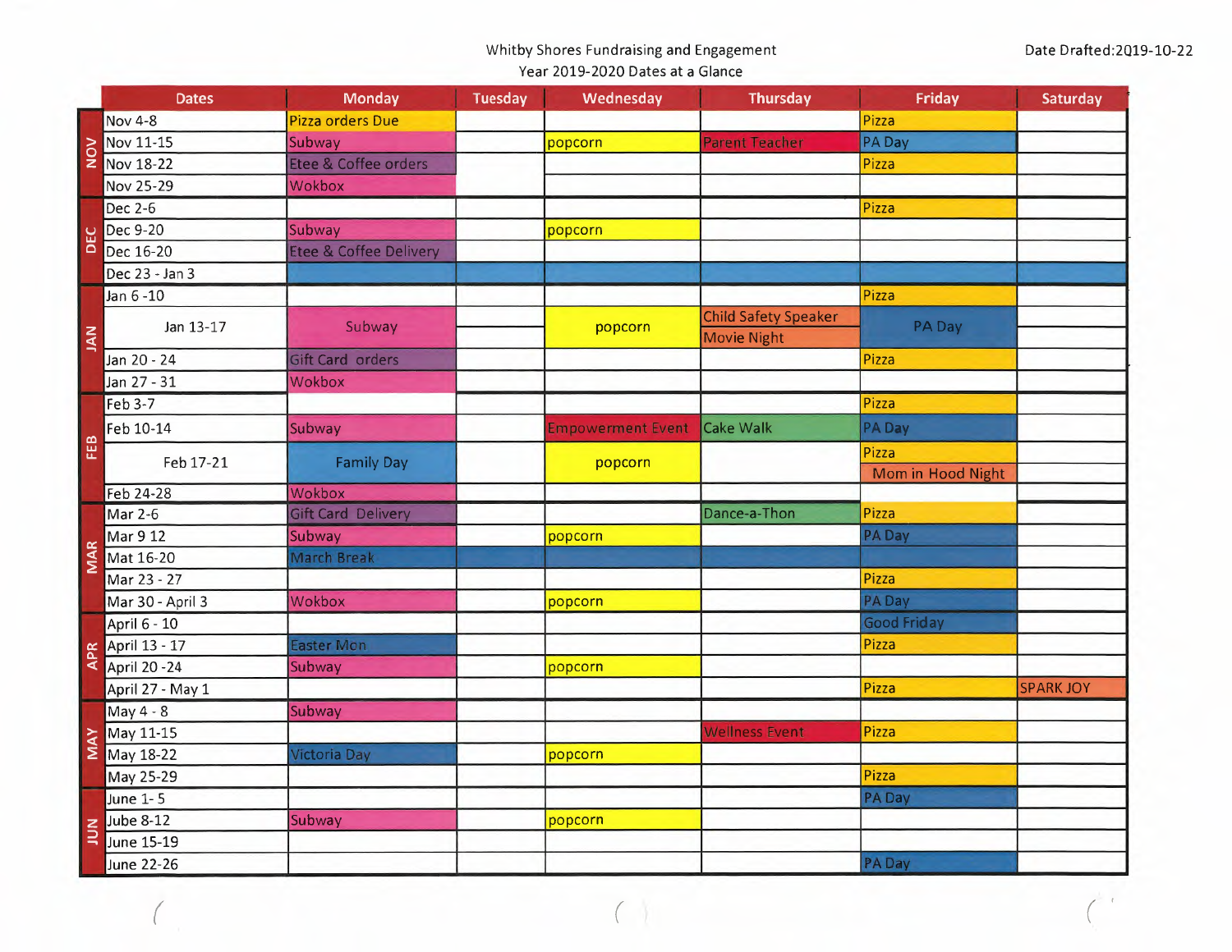Whitby Shores Fundraising and Engagement
Year 2019-2020 Dates at a Glance

Date Drafted:2019-10-22

| | Dates | Monday | Tuesday | Wednesday | Thursday | Friday | Saturday |
|---|---|---|---|---|---|---|---|
| NOV | Nov 4-8 | Pizza orders Due | | | | Pizza | |
| | Nov 11-15 | Subway | | popcorn | Parent Teacher | PA Day | |
| | Nov 18-22 | Etee & Coffee orders | | | | Pizza | |
| | Nov 25-29 | Wokbox | | | | | |
| DEC | Dec 2-6 | | | | | Pizza | |
| | Dec 9-20 | Subway | | popcorn | | | |
| | Dec 16-20 | Etee & Coffee Delivery | | | | | |
| | Dec 23 - Jan 3 | | | | | | |
| JAN | Jan 6 -10 | | | | | Pizza | |
| | Jan 13-17 | Subway | | popcorn | Child Safety Speaker<br>Movie Night | PA Day | |
| | Jan 20 - 24 | Gift Card orders | | | | Pizza | |
| | Jan 27 - 31 | Wokbox | | | | | |
| FEB | Feb 3-7 | | | | | Pizza | |
| | Feb 10-14 | Subway | | Empowerment Event | Cake Walk | PA Day | |
| | Feb 17-21 | Family Day | | popcorn | | Pizza<br>Mom in Hood Night | |
| | Feb 24-28 | Wokbox | | | | | |
| MAR | Mar 2-6 | Gift Card Delivery | | | Dance-a-Thon | Pizza | |
| | Mar 9 12 | Subway | | popcorn | | PA Day | |
| | Mat 16-20 | March Break | | | | | |
| | Mar 23 - 27 | | | | | Pizza | |
| | Mar 30 - April 3 | Wokbox | | popcorn | | PA Day | |
| APR | April 6 - 10 | | | | | Good Friday | |
| | April 13 - 17 | Easter Mon | | | | Pizza | |
| | April 20 -24 | Subway | | popcorn | | | |
| | April 27 - May 1 | | | | | Pizza | SPARK JOY |
| MAY | May 4 - 8 | Subway | | | | | |
| | May 11-15 | | | | Wellness Event | Pizza | |
| | May 18-22 | Victoria Day | | popcorn | | | |
| | May 25-29 | | | | | Pizza | |
| JUN | June 1- 5 | | | | | PA Day | |
| | Jube 8-12 | Subway | | popcorn | | | |
| | June 15-19 | | | | | | |
| | June 22-26 | | | | | PA Day | |